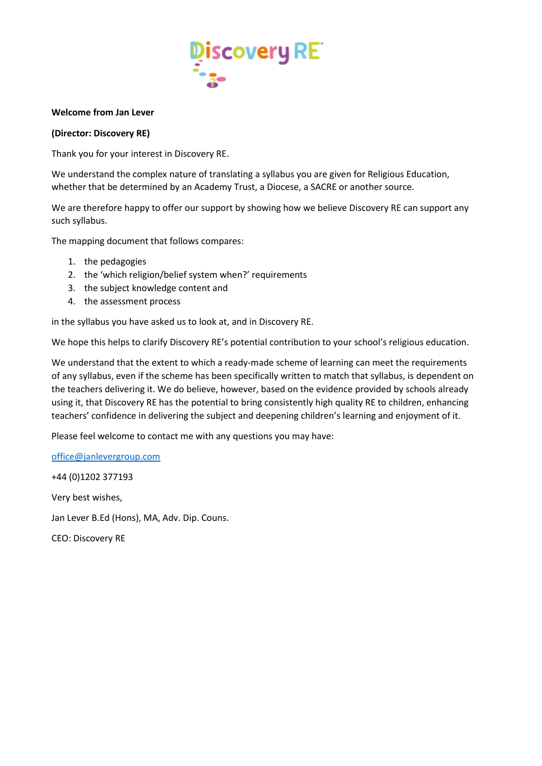**Welcome from Jan Lever**

**(Director: Discovery RE)**

Thank you for your interest in Discovery RE.

We understand the complex nature of translating a syllabus you are given for Religious Education, whether that be determined by an Academy Trust, a Diocese, a SACRE or another source.

We are therefore happy to offer our support by showing how we believe Discovery RE can support any such syllabus.

The mapping document that follows compares:

1. the pedagogies
2. the 'which religion/belief system when?' requirements
3. the subject knowledge content and
4. the assessment process

in the syllabus you have asked us to look at, and in Discovery RE.

We hope this helps to clarify Discovery RE's potential contribution to your school's religious education.

We understand that the extent to which a ready-made scheme of learning can meet the requirements of any syllabus, even if the scheme has been specifically written to match that syllabus, is dependent on the teachers delivering it. We do believe, however, based on the evidence provided by schools already using it, that Discovery RE has the potential to bring consistently high quality RE to children, enhancing teachers' confidence in delivering the subject and deepening children's learning and enjoyment of it.

Please feel welcome to contact me with any questions you may have:

office@janlevergroup.com

+44 (0)1202 377193

Very best wishes,

Jan Lever B.Ed (Hons), MA, Adv. Dip. Couns.

CEO: Discovery RE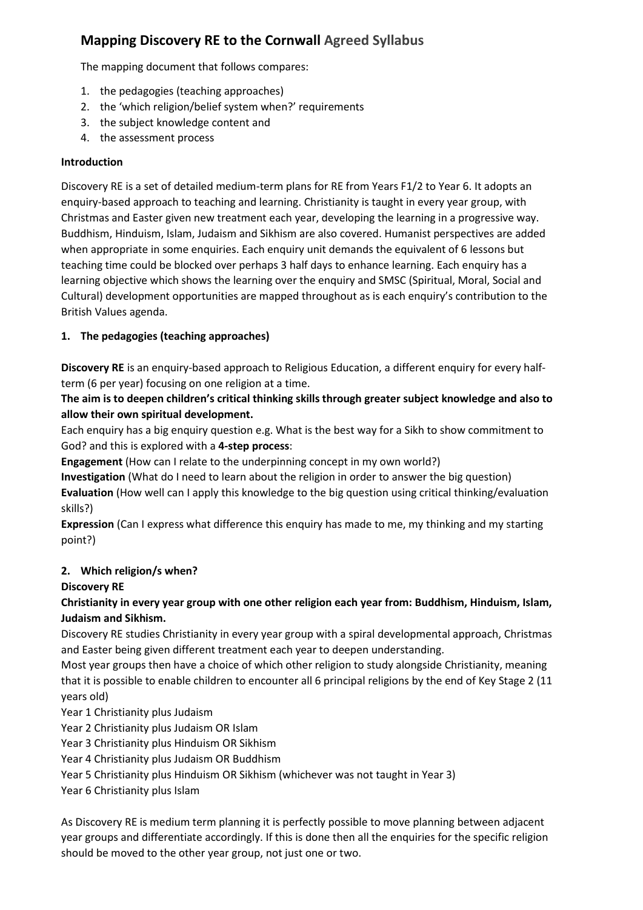# Mapping Discovery RE to the Cornwall Agreed Syllabus

The mapping document that follows compares:

1. the pedagogies (teaching approaches)
2. the 'which religion/belief system when?' requirements
3. the subject knowledge content and
4. the assessment process

**Introduction**

Discovery RE is a set of detailed medium-term plans for RE from Years F1/2 to Year 6. It adopts an enquiry-based approach to teaching and learning. Christianity is taught in every year group, with Christmas and Easter given new treatment each year, developing the learning in a progressive way. Buddhism, Hinduism, Islam, Judaism and Sikhism are also covered. Humanist perspectives are added when appropriate in some enquiries. Each enquiry unit demands the equivalent of 6 lessons but teaching time could be blocked over perhaps 3 half days to enhance learning. Each enquiry has a learning objective which shows the learning over the enquiry and SMSC (Spiritual, Moral, Social and Cultural) development opportunities are mapped throughout as is each enquiry's contribution to the British Values agenda.

## 1. The pedagogies (teaching approaches)

**Discovery RE** is an enquiry-based approach to Religious Education, a different enquiry for every half-term (6 per year) focusing on one religion at a time.

**The aim is to deepen children's critical thinking skills through greater subject knowledge and also to allow their own spiritual development.**

Each enquiry has a big enquiry question e.g. What is the best way for a Sikh to show commitment to God? and this is explored with a **4-step process**:

**Engagement** (How can I relate to the underpinning concept in my own world?)

**Investigation** (What do I need to learn about the religion in order to answer the big question)

**Evaluation** (How well can I apply this knowledge to the big question using critical thinking/evaluation skills?)

**Expression** (Can I express what difference this enquiry has made to me, my thinking and my starting point?)

## 2. Which religion/s when?

**Discovery RE**

**Christianity in every year group with one other religion each year from: Buddhism, Hinduism, Islam, Judaism and Sikhism.**

Discovery RE studies Christianity in every year group with a spiral developmental approach, Christmas and Easter being given different treatment each year to deepen understanding.

Most year groups then have a choice of which other religion to study alongside Christianity, meaning that it is possible to enable children to encounter all 6 principal religions by the end of Key Stage 2 (11 years old)

Year 1 Christianity plus Judaism

Year 2 Christianity plus Judaism OR Islam

Year 3 Christianity plus Hinduism OR Sikhism

Year 4 Christianity plus Judaism OR Buddhism

Year 5 Christianity plus Hinduism OR Sikhism (whichever was not taught in Year 3)

Year 6 Christianity plus Islam

As Discovery RE is medium term planning it is perfectly possible to move planning between adjacent year groups and differentiate accordingly. If this is done then all the enquiries for the specific religion should be moved to the other year group, not just one or two.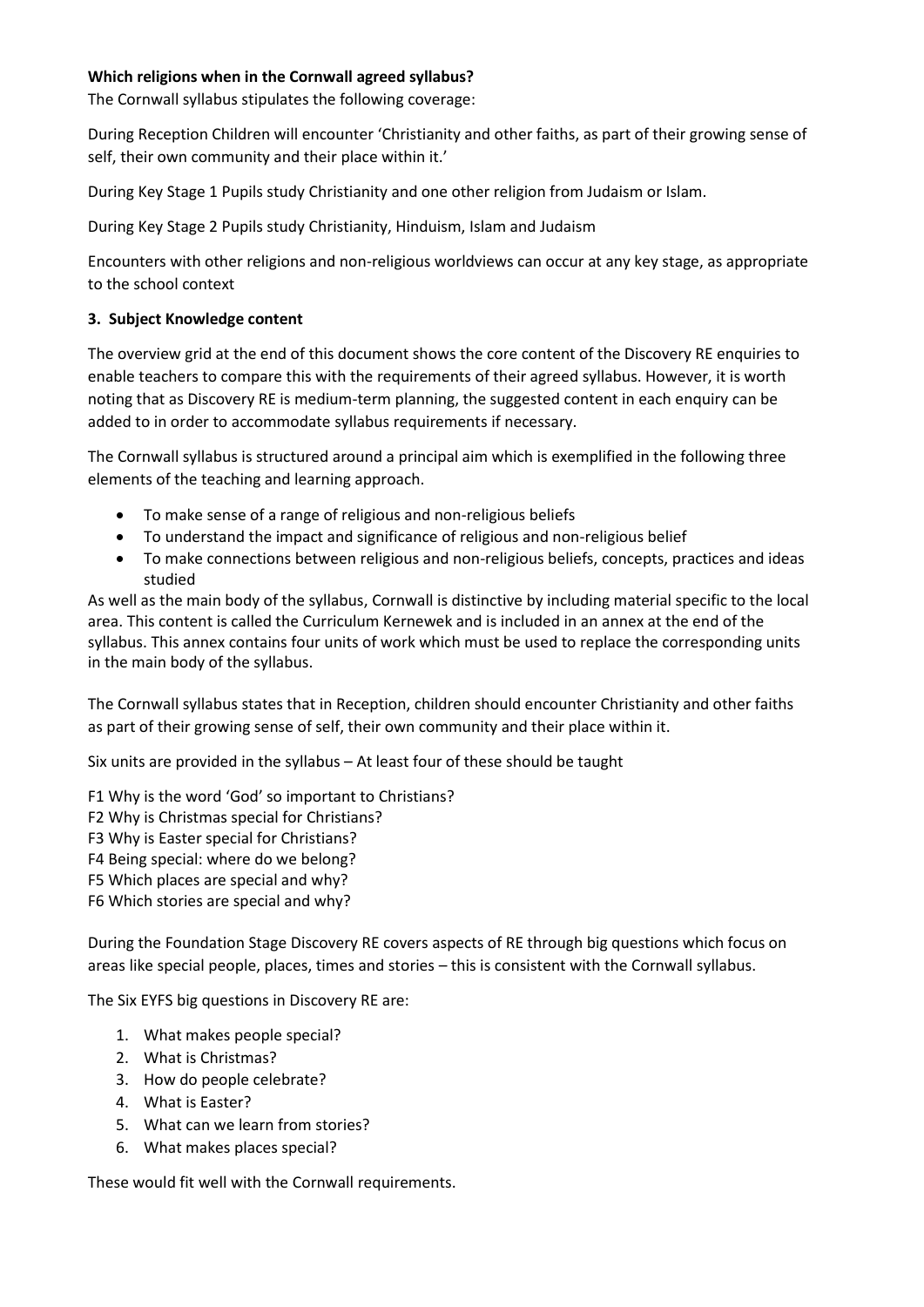**Which religions when in the Cornwall agreed syllabus?**

The Cornwall syllabus stipulates the following coverage:

During Reception Children will encounter 'Christianity and other faiths, as part of their growing sense of self, their own community and their place within it.'

During Key Stage 1 Pupils study Christianity and one other religion from Judaism or Islam.

During Key Stage 2 Pupils study Christianity, Hinduism, Islam and Judaism

Encounters with other religions and non-religious worldviews can occur at any key stage, as appropriate to the school context

**3. Subject Knowledge content**

The overview grid at the end of this document shows the core content of the Discovery RE enquiries to enable teachers to compare this with the requirements of their agreed syllabus. However, it is worth noting that as Discovery RE is medium-term planning, the suggested content in each enquiry can be added to in order to accommodate syllabus requirements if necessary.

The Cornwall syllabus is structured around a principal aim which is exemplified in the following three elements of the teaching and learning approach.

- To make sense of a range of religious and non-religious beliefs
- To understand the impact and significance of religious and non-religious belief
- To make connections between religious and non-religious beliefs, concepts, practices and ideas studied

As well as the main body of the syllabus, Cornwall is distinctive by including material specific to the local area. This content is called the Curriculum Kernewek and is included in an annex at the end of the syllabus. This annex contains four units of work which must be used to replace the corresponding units in the main body of the syllabus.

The Cornwall syllabus states that in Reception, children should encounter Christianity and other faiths as part of their growing sense of self, their own community and their place within it.

Six units are provided in the syllabus – At least four of these should be taught

F1 Why is the word 'God' so important to Christians?
F2 Why is Christmas special for Christians?
F3 Why is Easter special for Christians?
F4 Being special: where do we belong?
F5 Which places are special and why?
F6 Which stories are special and why?

During the Foundation Stage Discovery RE covers aspects of RE through big questions which focus on areas like special people, places, times and stories – this is consistent with the Cornwall syllabus.

The Six EYFS big questions in Discovery RE are:

1. What makes people special?
2. What is Christmas?
3. How do people celebrate?
4. What is Easter?
5. What can we learn from stories?
6. What makes places special?

These would fit well with the Cornwall requirements.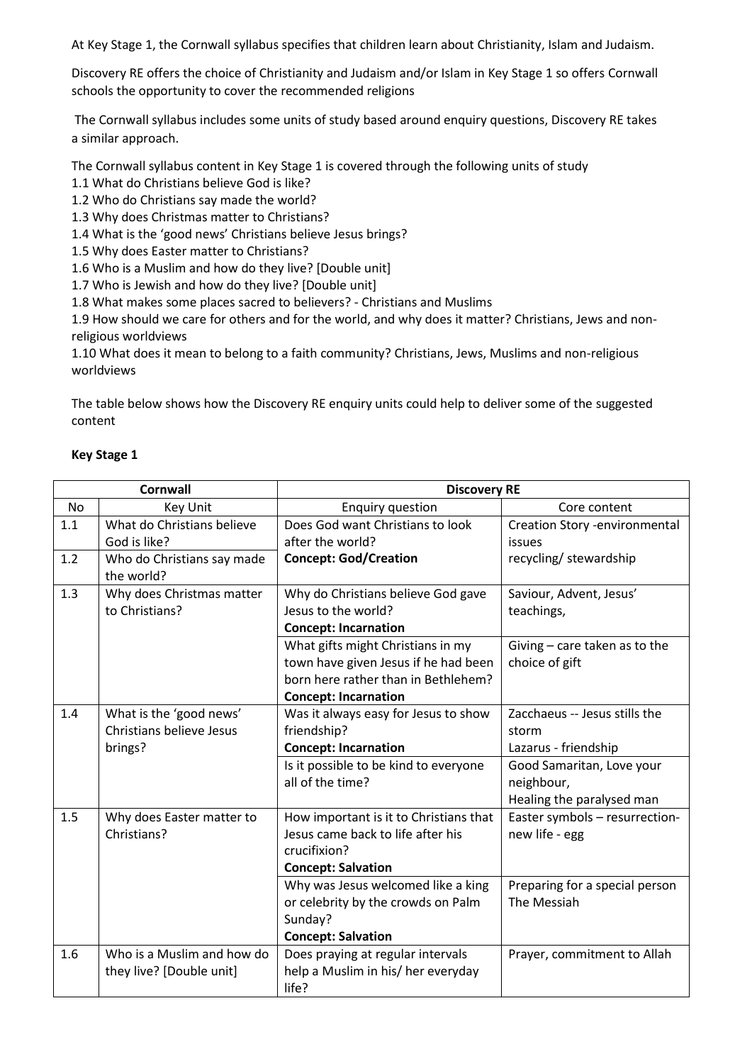At Key Stage 1, the Cornwall syllabus specifies that children learn about Christianity, Islam and Judaism.

Discovery RE offers the choice of Christianity and Judaism and/or Islam in Key Stage 1 so offers Cornwall schools the opportunity to cover the recommended religions

The Cornwall syllabus includes some units of study based around enquiry questions, Discovery RE takes a similar approach.

The Cornwall syllabus content in Key Stage 1 is covered through the following units of study
1.1 What do Christians believe God is like?
1.2 Who do Christians say made the world?
1.3 Why does Christmas matter to Christians?
1.4 What is the 'good news' Christians believe Jesus brings?
1.5 Why does Easter matter to Christians?
1.6 Who is a Muslim and how do they live? [Double unit]
1.7 Who is Jewish and how do they live? [Double unit]
1.8 What makes some places sacred to believers? - Christians and Muslims
1.9 How should we care for others and for the world, and why does it matter? Christians, Jews and non-religious worldviews
1.10 What does it mean to belong to a faith community? Christians, Jews, Muslims and non-religious worldviews

The table below shows how the Discovery RE enquiry units could help to deliver some of the suggested content

**Key Stage 1**

| Cornwall | | Discovery RE | |
|---|---|---|---|
| No | Key Unit | Enquiry question | Core content |
| 1.1 | What do Christians believe God is like? | Does God want Christians to look after the world? **Concept: God/Creation** | Creation Story -environmental issues recycling/ stewardship |
| 1.2 | Who do Christians say made the world? | | |
| 1.3 | Why does Christmas matter to Christians? | Why do Christians believe God gave Jesus to the world? **Concept: Incarnation** | Saviour, Advent, Jesus' teachings, |
| | | What gifts might Christians in my town have given Jesus if he had been born here rather than in Bethlehem? **Concept: Incarnation** | Giving – care taken as to the choice of gift |
| 1.4 | What is the 'good news' Christians believe Jesus brings? | Was it always easy for Jesus to show friendship? **Concept: Incarnation** | Zacchaeus -- Jesus stills the storm Lazarus - friendship |
| | | Is it possible to be kind to everyone all of the time? | Good Samaritan, Love your neighbour, Healing the paralysed man |
| 1.5 | Why does Easter matter to Christians? | How important is it to Christians that Jesus came back to life after his crucifixion? **Concept: Salvation** | Easter symbols – resurrection-new life - egg |
| | | Why was Jesus welcomed like a king or celebrity by the crowds on Palm Sunday? **Concept: Salvation** | Preparing for a special person The Messiah |
| 1.6 | Who is a Muslim and how do they live? [Double unit] | Does praying at regular intervals help a Muslim in his/ her everyday life? | Prayer, commitment to Allah |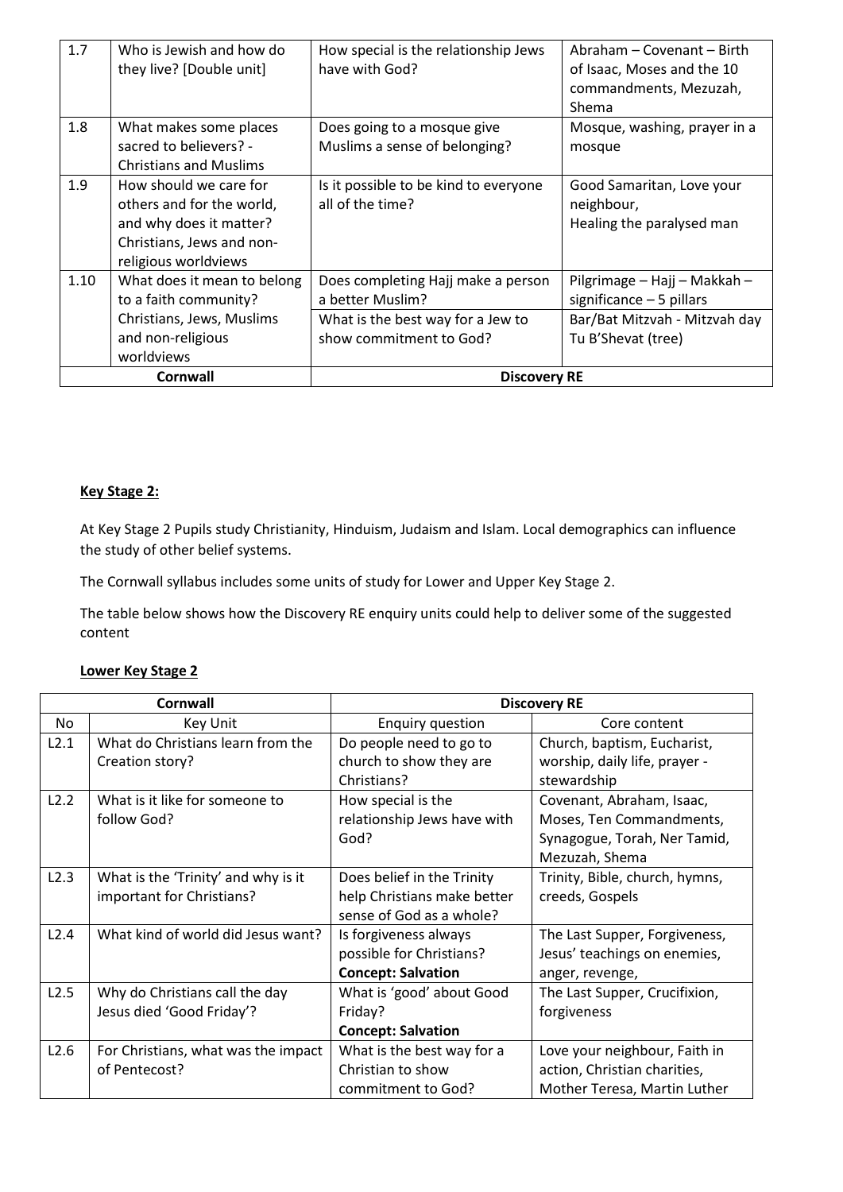| 1.7 | Who is Jewish and how do they live? [Double unit] | How special is the relationship Jews have with God? | Abraham – Covenant – Birth of Isaac, Moses and the 10 commandments, Mezuzah, Shema |
|---|---|---|---|
| 1.8 | What makes some places sacred to believers? - Christians and Muslims | Does going to a mosque give Muslims a sense of belonging? | Mosque, washing, prayer in a mosque |
| 1.9 | How should we care for others and for the world, and why does it matter? Christians, Jews and non-religious worldviews | Is it possible to be kind to everyone all of the time? | Good Samaritan, Love your neighbour, Healing the paralysed man |
| 1.10 | What does it mean to belong to a faith community? Christians, Jews, Muslims and non-religious worldviews | Does completing Hajj make a person a better Muslim? | Pilgrimage – Hajj – Makkah – significance – 5 pillars |
| | | What is the best way for a Jew to show commitment to God? | Bar/Bat Mitzvah - Mitzvah day Tu B'Shevat (tree) |
| **Cornwall** | | **Discovery RE** | |

**Key Stage 2:**

At Key Stage 2 Pupils study Christianity, Hinduism, Judaism and Islam. Local demographics can influence the study of other belief systems.

The Cornwall syllabus includes some units of study for Lower and Upper Key Stage 2.

The table below shows how the Discovery RE enquiry units could help to deliver some of the suggested content

**Lower Key Stage 2**

| **Cornwall** | | **Discovery RE** | |
|---|---|---|---|
| No | Key Unit | Enquiry question | Core content |
| L2.1 | What do Christians learn from the Creation story? | Do people need to go to church to show they are Christians? | Church, baptism, Eucharist, worship, daily life, prayer - stewardship |
| L2.2 | What is it like for someone to follow God? | How special is the relationship Jews have with God? | Covenant, Abraham, Isaac, Moses, Ten Commandments, Synagogue, Torah, Ner Tamid, Mezuzah, Shema |
| L2.3 | What is the 'Trinity' and why is it important for Christians? | Does belief in the Trinity help Christians make better sense of God as a whole? | Trinity, Bible, church, hymns, creeds, Gospels |
| L2.4 | What kind of world did Jesus want? | Is forgiveness always possible for Christians? **Concept: Salvation** | The Last Supper, Forgiveness, Jesus' teachings on enemies, anger, revenge, |
| L2.5 | Why do Christians call the day Jesus died 'Good Friday'? | What is 'good' about Good Friday? **Concept: Salvation** | The Last Supper, Crucifixion, forgiveness |
| L2.6 | For Christians, what was the impact of Pentecost? | What is the best way for a Christian to show commitment to God? | Love your neighbour, Faith in action, Christian charities, Mother Teresa, Martin Luther |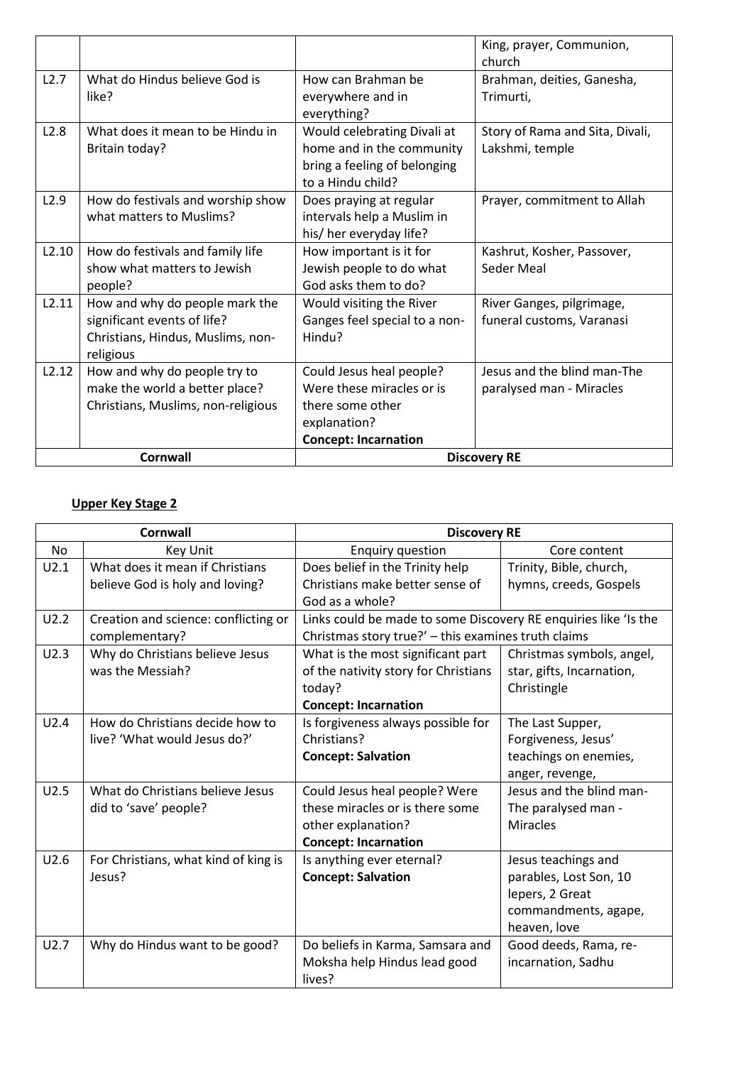| | | | King, prayer, Communion, church |
|---|---|---|---|
| L2.7 | What do Hindus believe God is like? | How can Brahman be everywhere and in everything? | Brahman, deities, Ganesha, Trimurti, |
| L2.8 | What does it mean to be Hindu in Britain today? | Would celebrating Divali at home and in the community bring a feeling of belonging to a Hindu child? | Story of Rama and Sita, Divali, Lakshmi, temple |
| L2.9 | How do festivals and worship show what matters to Muslims? | Does praying at regular intervals help a Muslim in his/ her everyday life? | Prayer, commitment to Allah |
| L2.10 | How do festivals and family life show what matters to Jewish people? | How important is it for Jewish people to do what God asks them to do? | Kashrut, Kosher, Passover, Seder Meal |
| L2.11 | How and why do people mark the significant events of life? Christians, Hindus, Muslims, non-religious | Would visiting the River Ganges feel special to a non-Hindu? | River Ganges, pilgrimage, funeral customs, Varanasi |
| L2.12 | How and why do people try to make the world a better place? Christians, Muslims, non-religious | Could Jesus heal people? Were these miracles or is there some other explanation? **Concept: Incarnation** | Jesus and the blind man-The paralysed man - Miracles |
| **Cornwall** | | **Discovery RE** | |

## Upper Key Stage 2

| **Cornwall** | | **Discovery RE** | |
|---|---|---|---|
| No | Key Unit | Enquiry question | Core content |
| U2.1 | What does it mean if Christians believe God is holy and loving? | Does belief in the Trinity help Christians make better sense of God as a whole? | Trinity, Bible, church, hymns, creeds, Gospels |
| U2.2 | Creation and science: conflicting or complementary? | Links could be made to some Discovery RE enquiries like 'Is the Christmas story true?' – this examines truth claims | |
| U2.3 | Why do Christians believe Jesus was the Messiah? | What is the most significant part of the nativity story for Christians today? **Concept: Incarnation** | Christmas symbols, angel, star, gifts, Incarnation, Christingle |
| U2.4 | How do Christians decide how to live? 'What would Jesus do?' | Is forgiveness always possible for Christians? **Concept: Salvation** | The Last Supper, Forgiveness, Jesus' teachings on enemies, anger, revenge, |
| U2.5 | What do Christians believe Jesus did to 'save' people? | Could Jesus heal people? Were these miracles or is there some other explanation? **Concept: Incarnation** | Jesus and the blind man-The paralysed man - Miracles |
| U2.6 | For Christians, what kind of king is Jesus? | Is anything ever eternal? **Concept: Salvation** | Jesus teachings and parables, Lost Son, 10 lepers, 2 Great commandments, agape, heaven, love |
| U2.7 | Why do Hindus want to be good? | Do beliefs in Karma, Samsara and Moksha help Hindus lead good lives? | Good deeds, Rama, re-incarnation, Sadhu |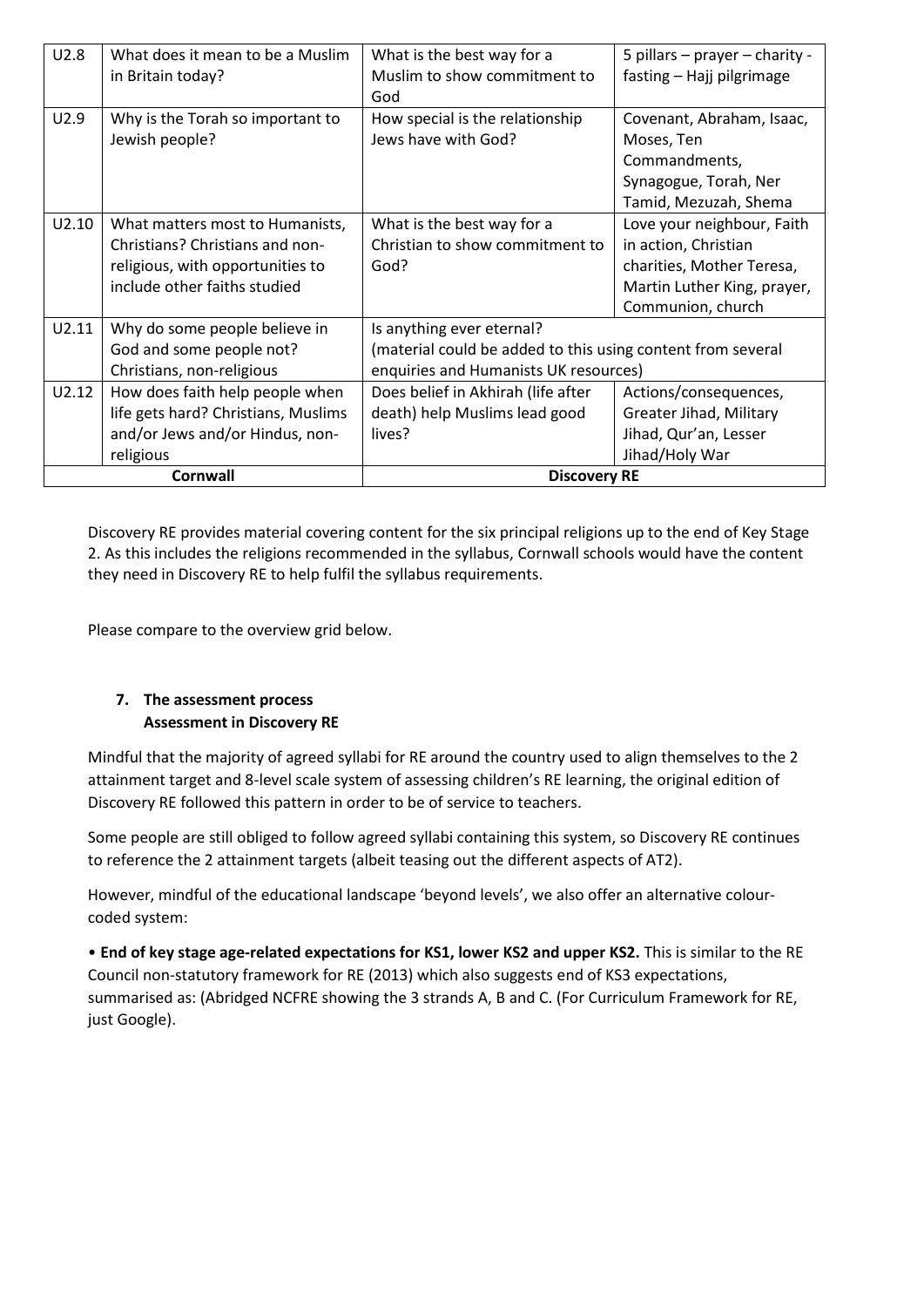| | | | |
|---|---|---|---|
| U2.8 | What does it mean to be a Muslim in Britain today? | What is the best way for a Muslim to show commitment to God | 5 pillars – prayer – charity - fasting – Hajj pilgrimage |
| U2.9 | Why is the Torah so important to Jewish people? | How special is the relationship Jews have with God? | Covenant, Abraham, Isaac, Moses, Ten Commandments, Synagogue, Torah, Ner Tamid, Mezuzah, Shema |
| U2.10 | What matters most to Humanists, Christians? Christians and non-religious, with opportunities to include other faiths studied | What is the best way for a Christian to show commitment to God? | Love your neighbour, Faith in action, Christian charities, Mother Teresa, Martin Luther King, prayer, Communion, church |
| U2.11 | Why do some people believe in God and some people not? Christians, non-religious | Is anything ever eternal? (material could be added to this using content from several enquiries and Humanists UK resources) | |
| U2.12 | How does faith help people when life gets hard? Christians, Muslims and/or Jews and/or Hindus, non-religious | Does belief in Akhirah (life after death) help Muslims lead good lives? | Actions/consequences, Greater Jihad, Military Jihad, Qur'an, Lesser Jihad/Holy War |
| **Cornwall** | | **Discovery RE** | |

Discovery RE provides material covering content for the six principal religions up to the end of Key Stage 2. As this includes the religions recommended in the syllabus, Cornwall schools would have the content they need in Discovery RE to help fulfil the syllabus requirements.

Please compare to the overview grid below.

## 7. The assessment process

### Assessment in Discovery RE

Mindful that the majority of agreed syllabi for RE around the country used to align themselves to the 2 attainment target and 8-level scale system of assessing children's RE learning, the original edition of Discovery RE followed this pattern in order to be of service to teachers.

Some people are still obliged to follow agreed syllabi containing this system, so Discovery RE continues to reference the 2 attainment targets (albeit teasing out the different aspects of AT2).

However, mindful of the educational landscape 'beyond levels', we also offer an alternative colour-coded system:

• **End of key stage age-related expectations for KS1, lower KS2 and upper KS2.** This is similar to the RE Council non-statutory framework for RE (2013) which also suggests end of KS3 expectations, summarised as: (Abridged NCFRE showing the 3 strands A, B and C. (For Curriculum Framework for RE, just Google).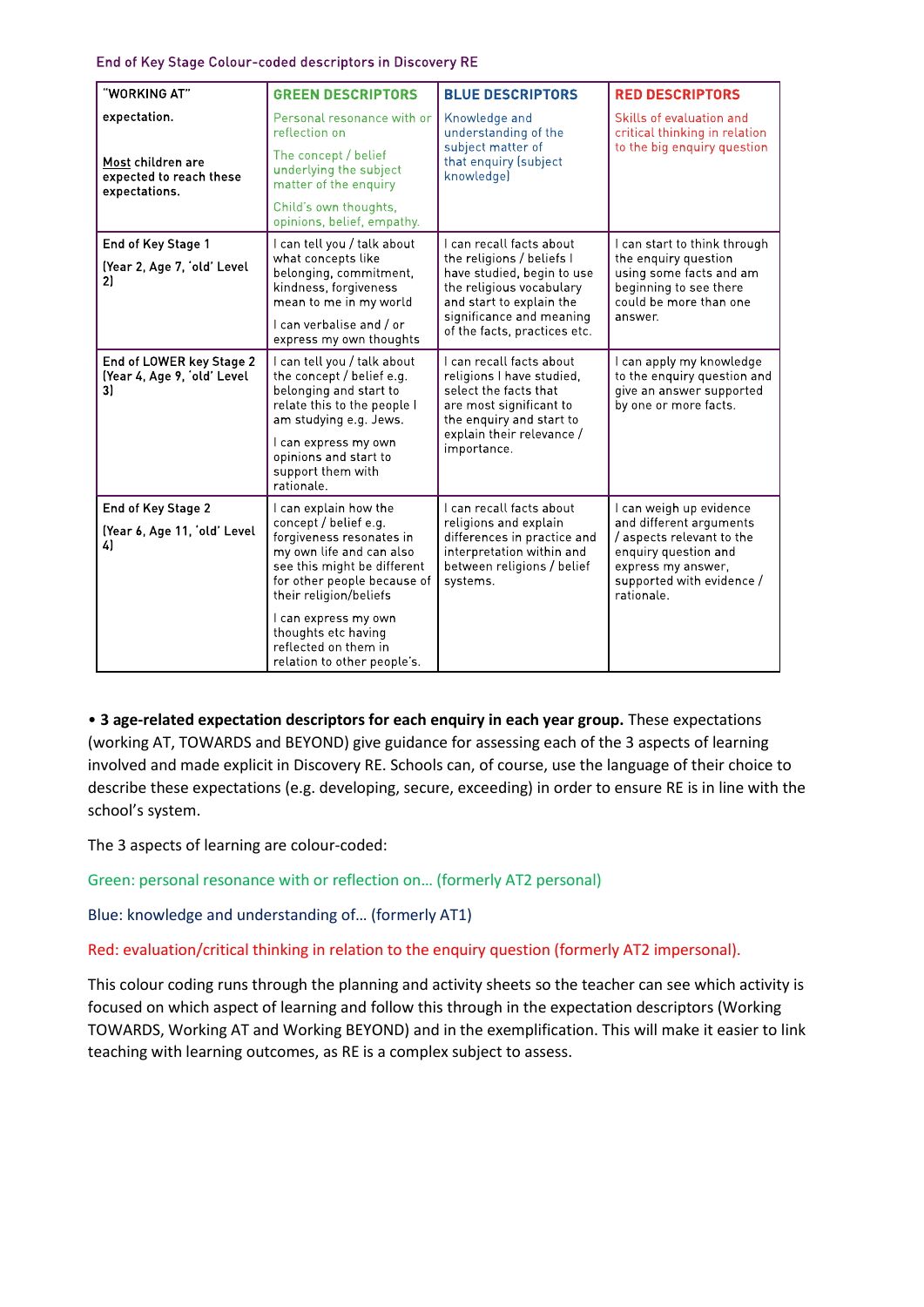End of Key Stage Colour-coded descriptors in Discovery RE

| "WORKING AT" expectation. **Most** children are expected to reach these expectations. | **GREEN DESCRIPTORS** Personal resonance with or reflection on The concept / belief underlying the subject matter of the enquiry Child's own thoughts, opinions, belief, empathy. | **BLUE DESCRIPTORS** Knowledge and understanding of the subject matter of that enquiry (subject knowledge) | **RED DESCRIPTORS** Skills of evaluation and critical thinking in relation to the big enquiry question |
|---|---|---|---|
| End of Key Stage 1 (Year 2, Age 7, 'old' Level 2) | I can tell you / talk about what concepts like belonging, commitment, kindness, forgiveness mean to me in my world I can verbalise and / or express my own thoughts | I can recall facts about the religions / beliefs I have studied, begin to use the religious vocabulary and start to explain the significance and meaning of the facts, practices etc. | I can start to think through the enquiry question using some facts and am beginning to see there could be more than one answer. |
| End of LOWER key Stage 2 (Year 4, Age 9, 'old' Level 3) | I can tell you / talk about the concept / belief e.g. belonging and start to relate this to the people I am studying e.g. Jews. I can express my own opinions and start to support them with rationale. | I can recall facts about religions I have studied, select the facts that are most significant to the enquiry and start to explain their relevance / importance. | I can apply my knowledge to the enquiry question and give an answer supported by one or more facts. |
| End of Key Stage 2 (Year 6, Age 11, 'old' Level 4) | I can explain how the concept / belief e.g. forgiveness resonates in my own life and can also see this might be different for other people because of their religion/beliefs I can express my own thoughts etc having reflected on them in relation to other people's. | I can recall facts about religions and explain differences in practice and interpretation within and between religions / belief systems. | I can weigh up evidence and different arguments / aspects relevant to the enquiry question and express my answer, supported with evidence / rationale. |

• **3 age-related expectation descriptors for each enquiry in each year group.** These expectations (working AT, TOWARDS and BEYOND) give guidance for assessing each of the 3 aspects of learning involved and made explicit in Discovery RE. Schools can, of course, use the language of their choice to describe these expectations (e.g. developing, secure, exceeding) in order to ensure RE is in line with the school's system.

The 3 aspects of learning are colour-coded:

Green: personal resonance with or reflection on… (formerly AT2 personal)

Blue: knowledge and understanding of… (formerly AT1)

Red: evaluation/critical thinking in relation to the enquiry question (formerly AT2 impersonal).

This colour coding runs through the planning and activity sheets so the teacher can see which activity is focused on which aspect of learning and follow this through in the expectation descriptors (Working TOWARDS, Working AT and Working BEYOND) and in the exemplification. This will make it easier to link teaching with learning outcomes, as RE is a complex subject to assess.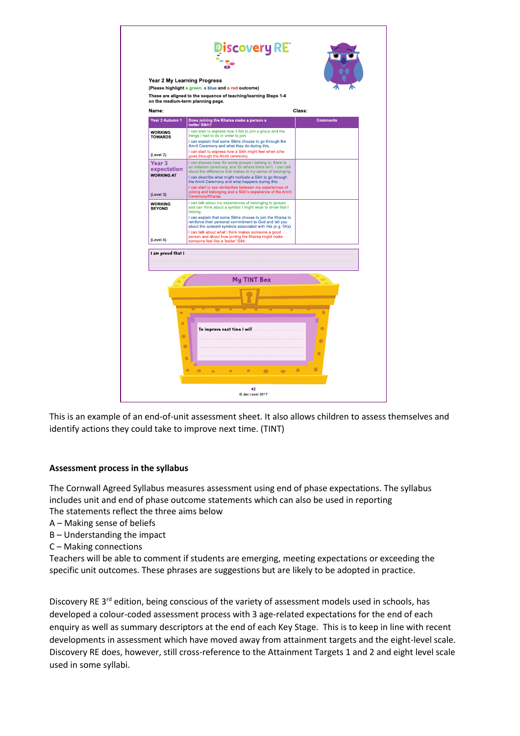Discovery RE

Year 2 My Learning Progress

(Please highlight a green, a blue and a red outcome)

These are aligned to the sequence of teaching/learning Steps 1-4 on the medium-term planning page.

Name: Class:

| Year 3 Autumn 1 | Does joining the Khalsa make a person a better Sikh? | Comments |
|---|---|---|
| WORKING TOWARDS (Level 2) | I can start to express how it felt to join a group and the things I had to do in order to join. I can explain that some Sikhs choose to go through the Amrit Ceremony and what they do during this. I can start to express how a Sikh might feel when s/he goes through the Amrit ceremony. | |
| Year 3 expectation WORKING AT (Level 3) | I can discuss how, for some groups I belong to, there is an initiation ceremony, and for others there isn't. I can talk about the difference that makes to my sense of belonging. I can describe what might motivate a Sikh to go through the Amrit Ceremony and what happens during this. I can start to see similarities between my experiences of joining and belonging and a Sikh's experience of the Amrit Ceremony/Khalsa. | |
| WORKING BEYOND (Level 4) | I can talk about my experiences of belonging to groups and can think about a symbol I might wear to show that I belong. I can explain that some Sikhs choose to join the Khalsa to reinforce their personal commitment to God and tell you about the outward symbols associated with this (e.g. 5Ks) I can talk about what I think makes someone a good person and about how joining the Khalsa might make someone feel like a 'better' Sikh. | |

I am proud that I ...

My TINT Box

To improve next time I will ...

42

© Jan Lever 2017

This is an example of an end-of-unit assessment sheet. It also allows children to assess themselves and identify actions they could take to improve next time. (TINT)

**Assessment process in the syllabus**

The Cornwall Agreed Syllabus measures assessment using end of phase expectations. The syllabus includes unit and end of phase outcome statements which can also be used in reporting
The statements reflect the three aims below
A – Making sense of beliefs
B – Understanding the impact
C – Making connections
Teachers will be able to comment if students are emerging, meeting expectations or exceeding the specific unit outcomes. These phrases are suggestions but are likely to be adopted in practice.

Discovery RE 3rd edition, being conscious of the variety of assessment models used in schools, has developed a colour-coded assessment process with 3 age-related expectations for the end of each enquiry as well as summary descriptors at the end of each Key Stage. This is to keep in line with recent developments in assessment which have moved away from attainment targets and the eight-level scale. Discovery RE does, however, still cross-reference to the Attainment Targets 1 and 2 and eight level scale used in some syllabi.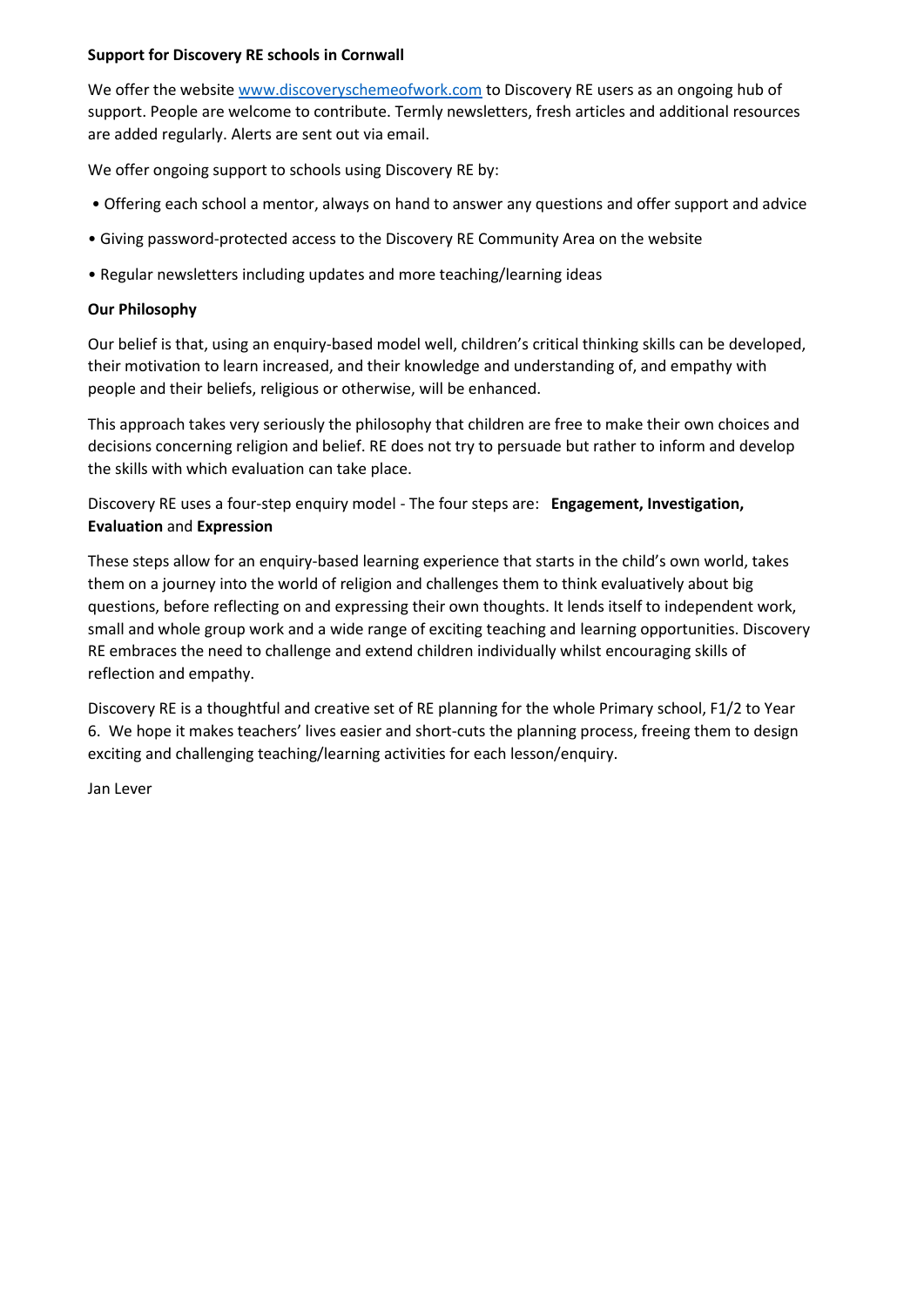**Support for Discovery RE schools in Cornwall**

We offer the website [www.discoveryschemeofwork.com](http://www.discoveryschemeofwork.com) to Discovery RE users as an ongoing hub of support. People are welcome to contribute. Termly newsletters, fresh articles and additional resources are added regularly. Alerts are sent out via email.

We offer ongoing support to schools using Discovery RE by:

- Offering each school a mentor, always on hand to answer any questions and offer support and advice
- Giving password-protected access to the Discovery RE Community Area on the website
- Regular newsletters including updates and more teaching/learning ideas

**Our Philosophy**

Our belief is that, using an enquiry-based model well, children's critical thinking skills can be developed, their motivation to learn increased, and their knowledge and understanding of, and empathy with people and their beliefs, religious or otherwise, will be enhanced.

This approach takes very seriously the philosophy that children are free to make their own choices and decisions concerning religion and belief. RE does not try to persuade but rather to inform and develop the skills with which evaluation can take place.

Discovery RE uses a four-step enquiry model - The four steps are: **Engagement, Investigation, Evaluation** and **Expression**

These steps allow for an enquiry-based learning experience that starts in the child's own world, takes them on a journey into the world of religion and challenges them to think evaluatively about big questions, before reflecting on and expressing their own thoughts. It lends itself to independent work, small and whole group work and a wide range of exciting teaching and learning opportunities. Discovery RE embraces the need to challenge and extend children individually whilst encouraging skills of reflection and empathy.

Discovery RE is a thoughtful and creative set of RE planning for the whole Primary school, F1/2 to Year 6. We hope it makes teachers' lives easier and short-cuts the planning process, freeing them to design exciting and challenging teaching/learning activities for each lesson/enquiry.

Jan Lever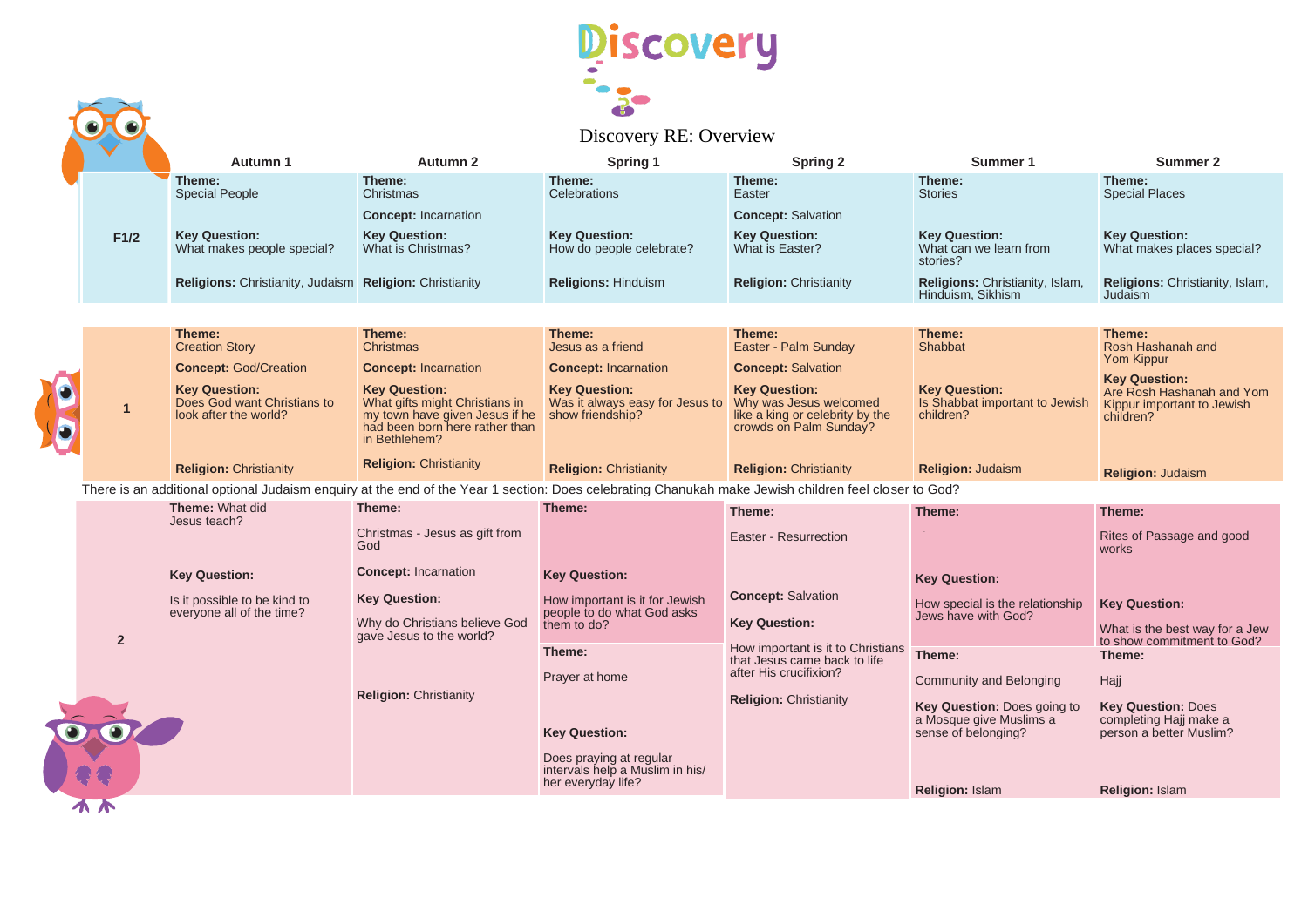# Discovery

Discovery RE: Overview

| | Autumn 1 | Autumn 2 | Spring 1 | Spring 2 | Summer 1 | Summer 2 |
|---|---|---|---|---|---|---|
| **F1/2** | **Theme:** Special People<br><br>**Key Question:** What makes people special?<br><br>**Religions:** Christianity, Judaism | **Theme:** Christmas<br><br>**Concept:** Incarnation<br><br>**Key Question:** What is Christmas?<br><br>**Religion:** Christianity | **Theme:** Celebrations<br><br>**Key Question:** How do people celebrate?<br><br>**Religions:** Hinduism | **Theme:** Easter<br><br>**Concept:** Salvation<br><br>**Key Question:** What is Easter?<br><br>**Religion:** Christianity | **Theme:** Stories<br><br>**Key Question:** What can we learn from stories?<br><br>**Religions:** Christianity, Islam, Hinduism, Sikhism | **Theme:** Special Places<br><br>**Key Question:** What makes places special?<br><br>**Religions:** Christianity, Islam, Judaism |
| **1** | **Theme:** Creation Story<br><br>**Concept:** God/Creation<br><br>**Key Question:** Does God want Christians to look after the world?<br><br>**Religion:** Christianity | **Theme:** Christmas<br><br>**Concept:** Incarnation<br><br>**Key Question:** What gifts might Christians in my town have given Jesus if he had been born here rather than in Bethlehem?<br><br>**Religion:** Christianity | **Theme:** Jesus as a friend<br><br>**Concept:** Incarnation<br><br>**Key Question:** Was it always easy for Jesus to show friendship?<br><br>**Religion:** Christianity | **Theme:** Easter - Palm Sunday<br><br>**Concept:** Salvation<br><br>**Key Question:** Why was Jesus welcomed like a king or celebrity by the crowds on Palm Sunday?<br><br>**Religion:** Christianity | **Theme:** Shabbat<br><br>**Key Question:** Is Shabbat important to Jewish children?<br><br>**Religion:** Judaism | **Theme:** Rosh Hashanah and Yom Kippur<br><br>**Key Question:** Are Rosh Hashanah and Yom Kippur important to Jewish children?<br><br>**Religion:** Judaism |

There is an additional optional Judaism enquiry at the end of the Year 1 section: Does celebrating Chanukah make Jewish children feel closer to God?

| | Autumn 1 | Autumn 2 | Spring 1 | Spring 2 | Summer 1 | Summer 2 |
|---|---|---|---|---|---|---|
| **2** | **Theme:** What did Jesus teach?<br><br>**Key Question:**<br><br>Is it possible to be kind to everyone all of the time? | **Theme:**<br><br>Christmas - Jesus as gift from God<br><br>**Concept:** Incarnation<br><br>**Key Question:**<br><br>Why do Christians believe God gave Jesus to the world?<br><br>**Religion:** Christianity | **Theme:**<br><br>**Key Question:**<br><br>How important is it for Jewish people to do what God asks them to do?<br><br>**Theme:**<br><br>Prayer at home<br><br>**Key Question:**<br><br>Does praying at regular intervals help a Muslim in his/her everyday life? | **Theme:**<br><br>Easter - Resurrection<br><br>**Concept:** Salvation<br><br>**Key Question:**<br><br>How important is it to Christians that Jesus came back to life after His crucifixion?<br><br>**Religion:** Christianity | **Theme:**<br><br>**Key Question:**<br><br>How special is the relationship Jews have with God?<br><br>**Theme:**<br><br>Community and Belonging<br><br>**Key Question:** Does going to a Mosque give Muslims a sense of belonging?<br><br>**Religion:** Islam | **Theme:**<br><br>Rites of Passage and good works<br><br>**Key Question:**<br><br>What is the best way for a Jew to show commitment to God?<br><br>**Theme:**<br><br>Hajj<br><br>**Key Question:** Does completing Hajj make a person a better Muslim?<br><br>**Religion:** Islam |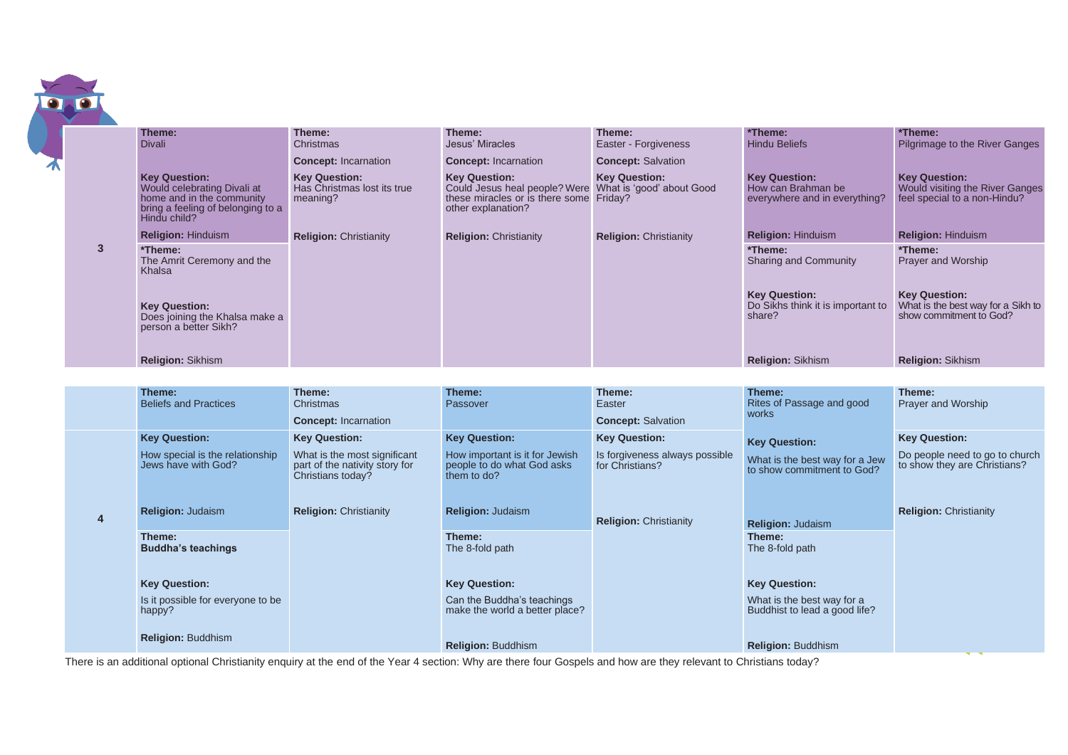| | | | | | | |
|---|---|---|---|---|---|---|
| **3** | **Theme:** Divali<br><br>**Key Question:** Would celebrating Divali at home and in the community bring a feeling of belonging to a Hindu child?<br><br>**Religion:** Hinduism | **Theme:** Christmas<br><br>**Concept:** Incarnation<br><br>**Key Question:** Has Christmas lost its true meaning?<br><br>**Religion:** Christianity | **Theme:** Jesus' Miracles<br><br>**Concept:** Incarnation<br><br>**Key Question:** Could Jesus heal people? Were these miracles or is there some other explanation?<br><br>**Religion:** Christianity | **Theme:** Easter - Forgiveness<br><br>**Concept:** Salvation<br><br>**Key Question:** What is 'good' about Good Friday?<br><br>**Religion:** Christianity | ***Theme:** Hindu Beliefs<br><br>**Key Question:** How can Brahman be everywhere and in everything?<br><br>**Religion:** Hinduism | ***Theme:** Pilgrimage to the River Ganges<br><br>**Key Question:** Would visiting the River Ganges feel special to a non-Hindu?<br><br>**Religion:** Hinduism |
| | ***Theme:** The Amrit Ceremony and the Khalsa<br><br>**Key Question:** Does joining the Khalsa make a person a better Sikh?<br><br>**Religion:** Sikhism | | | | ***Theme:** Sharing and Community<br><br>**Key Question:** Do Sikhs think it is important to share?<br><br>**Religion:** Sikhism | ***Theme:** Prayer and Worship<br><br>**Key Question:** What is the best way for a Sikh to show commitment to God?<br><br>**Religion:** Sikhism |
| **4** | **Theme:** Beliefs and Practices<br><br>**Key Question:** How special is the relationship Jews have with God?<br><br>**Religion:** Judaism | **Theme:** Christmas<br><br>**Concept:** Incarnation<br><br>**Key Question:** What is the most significant part of the nativity story for Christians today?<br><br>**Religion:** Christianity | **Theme:** Passover<br><br>**Key Question:** How important is it for Jewish people to do what God asks them to do?<br><br>**Religion:** Judaism | **Theme:** Easter<br><br>**Concept:** Salvation<br><br>**Key Question:** Is forgiveness always possible for Christians?<br><br>**Religion:** Christianity | **Theme:** Rites of Passage and good works<br><br>**Key Question:** What is the best way for a Jew to show commitment to God?<br><br>**Religion:** Judaism | **Theme:** Prayer and Worship<br><br>**Key Question:** Do people need to go to church to show they are Christians?<br><br>**Religion:** Christianity |
| | **Theme:** **Buddha's teachings**<br><br>**Key Question:** Is it possible for everyone to be happy?<br><br>**Religion:** Buddhism | | **Theme:** The 8-fold path<br><br>**Key Question:** Can the Buddha's teachings make the world a better place?<br><br>**Religion:** Buddhism | | **Theme:** The 8-fold path<br><br>**Key Question:** What is the best way for a Buddhist to lead a good life?<br><br>**Religion:** Buddhism | |

There is an additional optional Christianity enquiry at the end of the Year 4 section: Why are there four Gospels and how are they relevant to Christians today?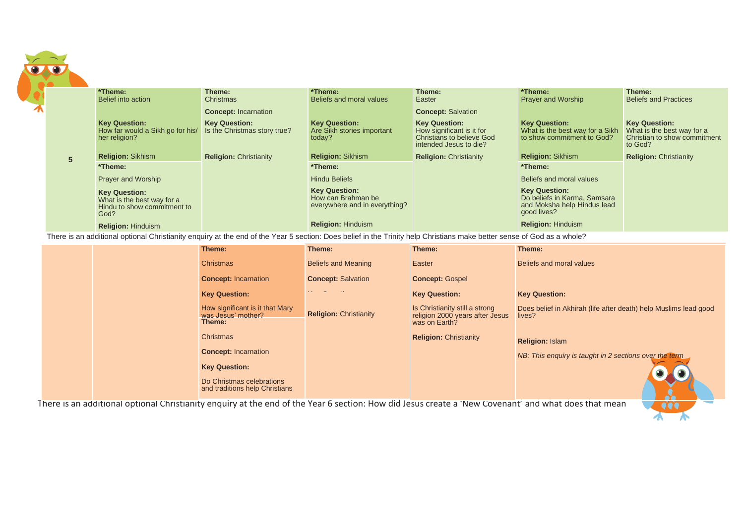| Year | | | | | | |
|---|---|---|---|---|---|---|
| 5 | ***Theme:** Belief into action<br><br>**Key Question:** How far would a Sikh go for his/ her religion?<br><br>**Religion:** Sikhism | **Theme:** Christmas<br><br>**Concept:** Incarnation<br><br>**Key Question:** Is the Christmas story true?<br><br>**Religion:** Christianity | ***Theme:** Beliefs and moral values<br><br>**Key Question:** Are Sikh stories important today?<br><br>**Religion:** Sikhism | **Theme:** Easter<br><br>**Concept:** Salvation<br><br>**Key Question:** How significant is it for Christians to believe God intended Jesus to die?<br><br>**Religion:** Christianity | ***Theme:** Prayer and Worship<br><br>**Key Question:** What is the best way for a Sikh to show commitment to God?<br><br>**Religion:** Sikhism | **Theme:** Beliefs and Practices<br><br>**Key Question:** What is the best way for a Christian to show commitment to God?<br><br>**Religion:** Christianity |
| | ***Theme:** Prayer and Worship<br><br>**Key Question:** What is the best way for a Hindu to show commitment to God?<br><br>**Religion:** Hinduism | | ***Theme:** Hindu Beliefs<br><br>**Key Question:** How can Brahman be everywhere and in everything?<br><br>**Religion:** Hinduism | | ***Theme:** Beliefs and moral values<br><br>**Key Question:** Do beliefs in Karma, Samsara and Moksha help Hindus lead good lives?<br><br>**Religion:** Hinduism | |

There is an additional optional Christianity enquiry at the end of the Year 5 section: Does belief in the Trinity help Christians make better sense of God as a whole?

| | | | | | |
|---|---|---|---|---|---|
| | | **Theme:** Christmas<br><br>**Concept:** Incarnation<br><br>**Key Question:** How significant is it that Mary was Jesus' mother? | **Theme:** Beliefs and Meaning<br><br>**Concept:** Salvation<br><br>**Religion:** Christianity | **Theme:** Easter<br><br>**Concept:** Gospel<br><br>**Key Question:** Is Christianity still a strong religion 2000 years after Jesus was on Earth?<br><br>**Religion:** Christianity | **Theme:** Beliefs and moral values<br><br>**Key Question:** Does belief in Akhirah (life after death) help Muslims lead good lives?<br><br>**Religion:** Islam<br><br>*NB: This enquiry is taught in 2 sections over the term* |
| | | **Theme:** Christmas<br><br>**Concept:** Incarnation<br><br>**Key Question:** Do Christmas celebrations and traditions help Christians | | | |

There is an additional optional Christianity enquiry at the end of the Year 6 section: How did Jesus create a 'New Covenant' and what does that mean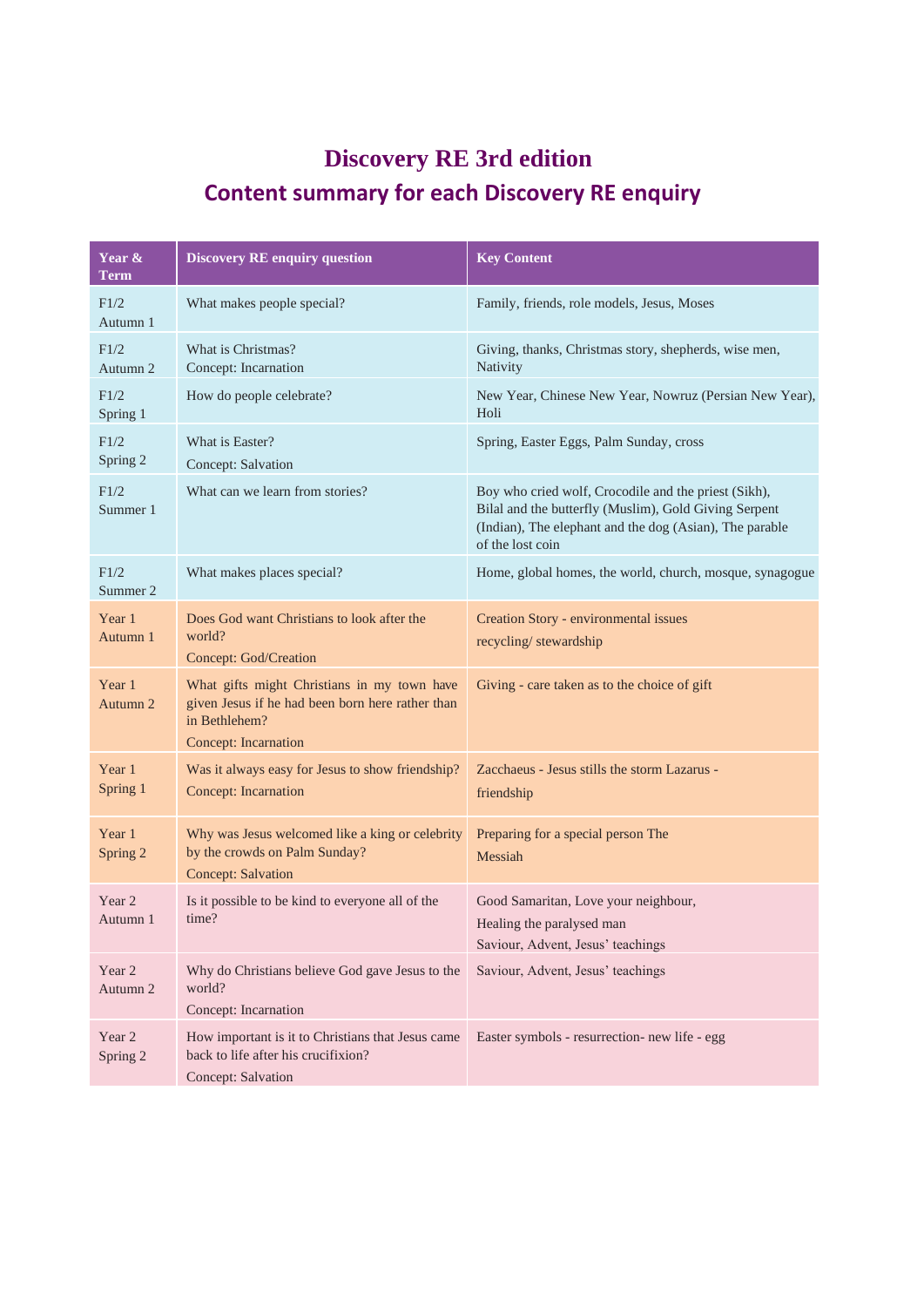# Discovery RE 3rd edition

## Content summary for each Discovery RE enquiry

| Year & Term | Discovery RE enquiry question | Key Content |
|---|---|---|
| F1/2 Autumn 1 | What makes people special? | Family, friends, role models, Jesus, Moses |
| F1/2 Autumn 2 | What is Christmas? Concept: Incarnation | Giving, thanks, Christmas story, shepherds, wise men, Nativity |
| F1/2 Spring 1 | How do people celebrate? | New Year, Chinese New Year, Nowruz (Persian New Year), Holi |
| F1/2 Spring 2 | What is Easter? Concept: Salvation | Spring, Easter Eggs, Palm Sunday, cross |
| F1/2 Summer 1 | What can we learn from stories? | Boy who cried wolf, Crocodile and the priest (Sikh), Bilal and the butterfly (Muslim), Gold Giving Serpent (Indian), The elephant and the dog (Asian), The parable of the lost coin |
| F1/2 Summer 2 | What makes places special? | Home, global homes, the world, church, mosque, synagogue |
| Year 1 Autumn 1 | Does God want Christians to look after the world? Concept: God/Creation | Creation Story - environmental issues recycling/ stewardship |
| Year 1 Autumn 2 | What gifts might Christians in my town have given Jesus if he had been born here rather than in Bethlehem? Concept: Incarnation | Giving - care taken as to the choice of gift |
| Year 1 Spring 1 | Was it always easy for Jesus to show friendship? Concept: Incarnation | Zacchaeus - Jesus stills the storm Lazarus - friendship |
| Year 1 Spring 2 | Why was Jesus welcomed like a king or celebrity by the crowds on Palm Sunday? Concept: Salvation | Preparing for a special person The Messiah |
| Year 2 Autumn 1 | Is it possible to be kind to everyone all of the time? | Good Samaritan, Love your neighbour, Healing the paralysed man Saviour, Advent, Jesus' teachings |
| Year 2 Autumn 2 | Why do Christians believe God gave Jesus to the world? Concept: Incarnation | Saviour, Advent, Jesus' teachings |
| Year 2 Spring 2 | How important is it to Christians that Jesus came back to life after his crucifixion? Concept: Salvation | Easter symbols - resurrection- new life - egg |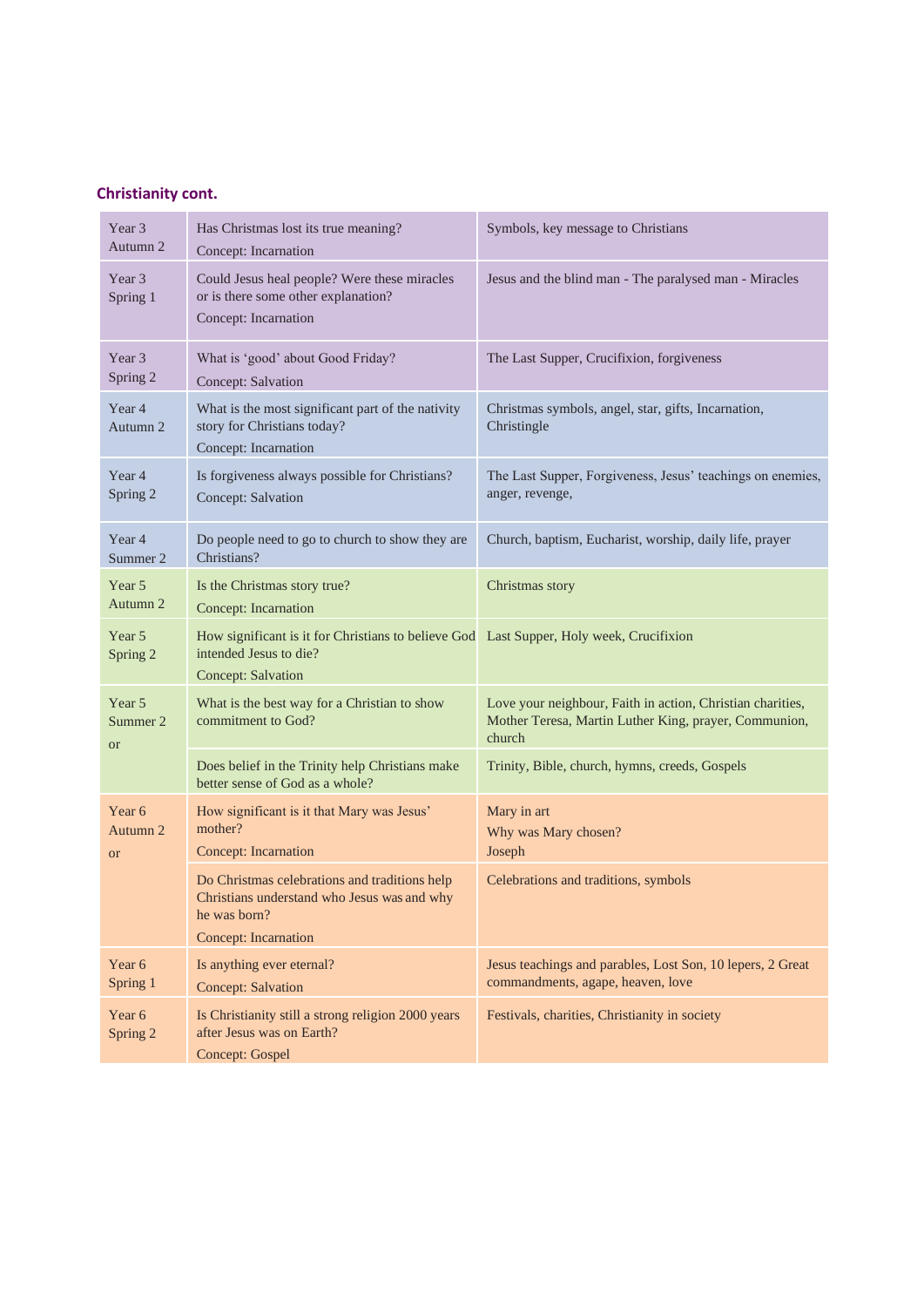### Christianity cont.

| | | |
|---|---|---|
| Year 3 Autumn 2 | Has Christmas lost its true meaning?<br>Concept: Incarnation | Symbols, key message to Christians |
| Year 3 Spring 1 | Could Jesus heal people? Were these miracles or is there some other explanation?<br>Concept: Incarnation | Jesus and the blind man - The paralysed man - Miracles |
| Year 3 Spring 2 | What is 'good' about Good Friday?<br>Concept: Salvation | The Last Supper, Crucifixion, forgiveness |
| Year 4 Autumn 2 | What is the most significant part of the nativity story for Christians today?<br>Concept: Incarnation | Christmas symbols, angel, star, gifts, Incarnation, Christingle |
| Year 4 Spring 2 | Is forgiveness always possible for Christians?<br>Concept: Salvation | The Last Supper, Forgiveness, Jesus' teachings on enemies, anger, revenge, |
| Year 4 Summer 2 | Do people need to go to church to show they are Christians? | Church, baptism, Eucharist, worship, daily life, prayer |
| Year 5 Autumn 2 | Is the Christmas story true?<br>Concept: Incarnation | Christmas story |
| Year 5 Spring 2 | How significant is it for Christians to believe God intended Jesus to die?<br>Concept: Salvation | Last Supper, Holy week, Crucifixion |
| Year 5 Summer 2<br>or | What is the best way for a Christian to show commitment to God? | Love your neighbour, Faith in action, Christian charities, Mother Teresa, Martin Luther King, prayer, Communion, church |
| | Does belief in the Trinity help Christians make better sense of God as a whole? | Trinity, Bible, church, hymns, creeds, Gospels |
| Year 6 Autumn 2<br>or | How significant is it that Mary was Jesus' mother?<br>Concept: Incarnation | Mary in art<br>Why was Mary chosen?<br>Joseph |
| | Do Christmas celebrations and traditions help Christians understand who Jesus was and why he was born?<br>Concept: Incarnation | Celebrations and traditions, symbols |
| Year 6 Spring 1 | Is anything ever eternal?<br>Concept: Salvation | Jesus teachings and parables, Lost Son, 10 lepers, 2 Great commandments, agape, heaven, love |
| Year 6 Spring 2 | Is Christianity still a strong religion 2000 years after Jesus was on Earth?<br>Concept: Gospel | Festivals, charities, Christianity in society |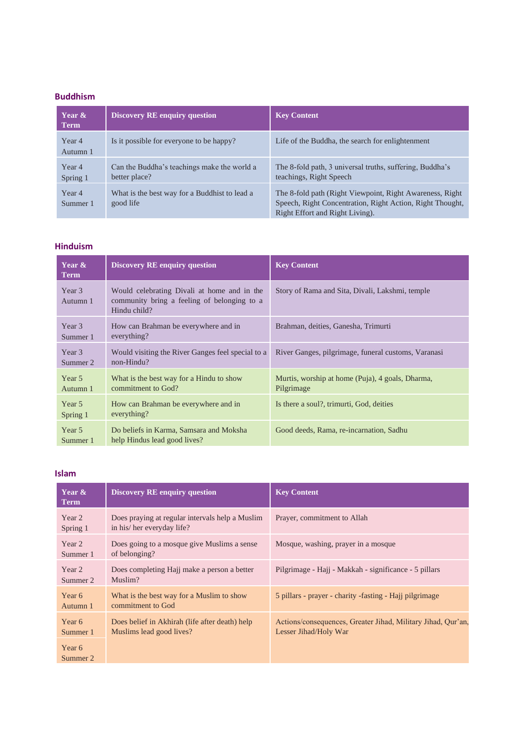**Buddhism**

| Year & Term | Discovery RE enquiry question | Key Content |
|---|---|---|
| Year 4 Autumn 1 | Is it possible for everyone to be happy? | Life of the Buddha, the search for enlightenment |
| Year 4 Spring 1 | Can the Buddha's teachings make the world a better place? | The 8-fold path, 3 universal truths, suffering, Buddha's teachings, Right Speech |
| Year 4 Summer 1 | What is the best way for a Buddhist to lead a good life | The 8-fold path (Right Viewpoint, Right Awareness, Right Speech, Right Concentration, Right Action, Right Thought, Right Effort and Right Living). |

**Hinduism**

| Year & Term | Discovery RE enquiry question | Key Content |
|---|---|---|
| Year 3 Autumn 1 | Would celebrating Divali at home and in the community bring a feeling of belonging to a Hindu child? | Story of Rama and Sita, Divali, Lakshmi, temple |
| Year 3 Summer 1 | How can Brahman be everywhere and in everything? | Brahman, deities, Ganesha, Trimurti |
| Year 3 Summer 2 | Would visiting the River Ganges feel special to a non-Hindu? | River Ganges, pilgrimage, funeral customs, Varanasi |
| Year 5 Autumn 1 | What is the best way for a Hindu to show commitment to God? | Murtis, worship at home (Puja), 4 goals, Dharma, Pilgrimage |
| Year 5 Spring 1 | How can Brahman be everywhere and in everything? | Is there a soul?, trimurti, God, deities |
| Year 5 Summer 1 | Do beliefs in Karma, Samsara and Moksha help Hindus lead good lives? | Good deeds, Rama, re-incarnation, Sadhu |

**Islam**

| Year & Term | Discovery RE enquiry question | Key Content |
|---|---|---|
| Year 2 Spring 1 | Does praying at regular intervals help a Muslim in his/ her everyday life? | Prayer, commitment to Allah |
| Year 2 Summer 1 | Does going to a mosque give Muslims a sense of belonging? | Mosque, washing, prayer in a mosque |
| Year 2 Summer 2 | Does completing Hajj make a person a better Muslim? | Pilgrimage - Hajj - Makkah - significance - 5 pillars |
| Year 6 Autumn 1 | What is the best way for a Muslim to show commitment to God | 5 pillars - prayer - charity -fasting - Hajj pilgrimage |
| Year 6 Summer 1<br>Year 6 Summer 2 | Does belief in Akhirah (life after death) help Muslims lead good lives? | Actions/consequences, Greater Jihad, Military Jihad, Qur'an, Lesser Jihad/Holy War |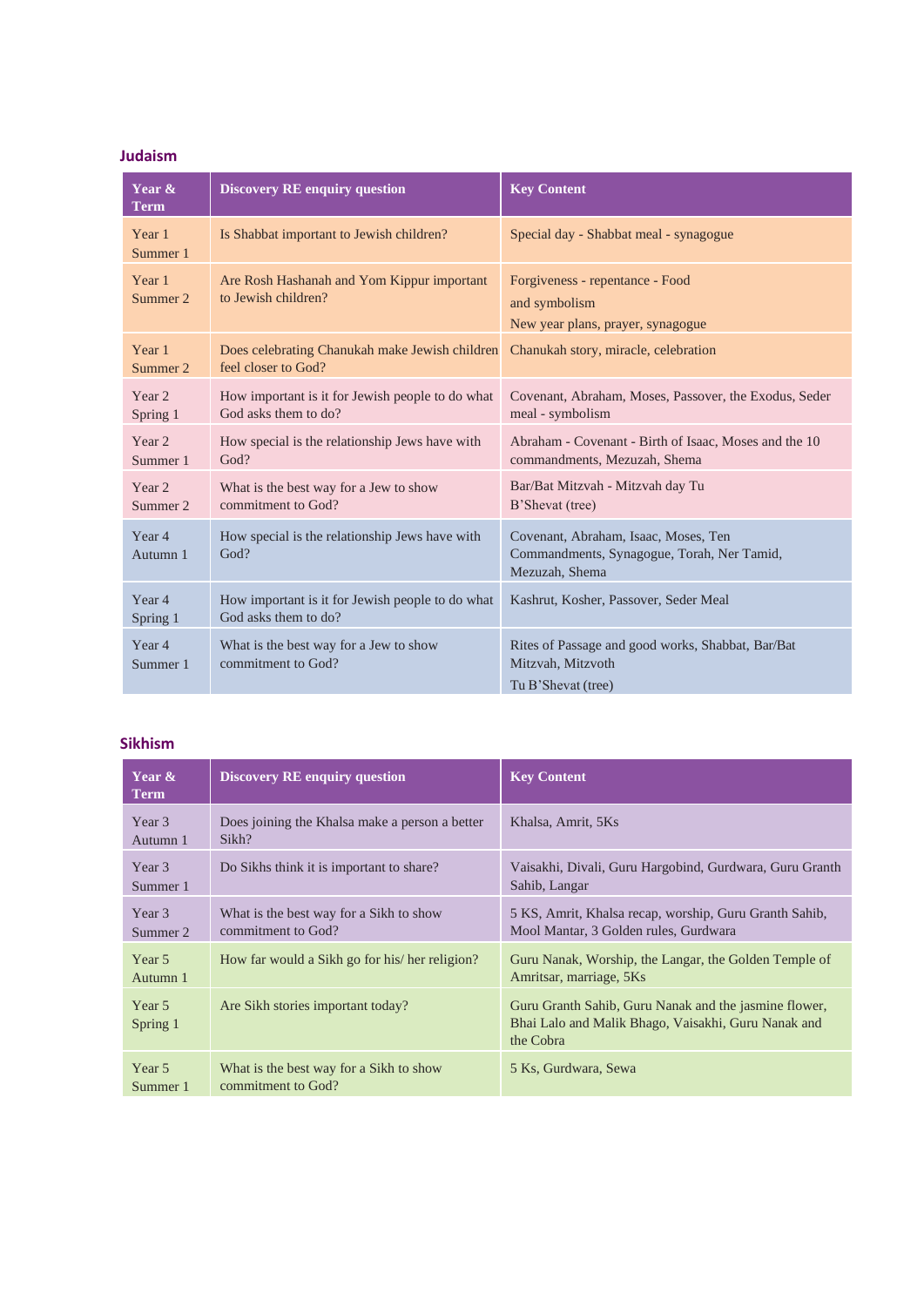## Judaism

| Year & Term | Discovery RE enquiry question | Key Content |
|---|---|---|
| Year 1 Summer 1 | Is Shabbat important to Jewish children? | Special day - Shabbat meal - synagogue |
| Year 1 Summer 2 | Are Rosh Hashanah and Yom Kippur important to Jewish children? | Forgiveness - repentance - Food and symbolism New year plans, prayer, synagogue |
| Year 1 Summer 2 | Does celebrating Chanukah make Jewish children feel closer to God? | Chanukah story, miracle, celebration |
| Year 2 Spring 1 | How important is it for Jewish people to do what God asks them to do? | Covenant, Abraham, Moses, Passover, the Exodus, Seder meal - symbolism |
| Year 2 Summer 1 | How special is the relationship Jews have with God? | Abraham - Covenant - Birth of Isaac, Moses and the 10 commandments, Mezuzah, Shema |
| Year 2 Summer 2 | What is the best way for a Jew to show commitment to God? | Bar/Bat Mitzvah - Mitzvah day Tu B'Shevat (tree) |
| Year 4 Autumn 1 | How special is the relationship Jews have with God? | Covenant, Abraham, Isaac, Moses, Ten Commandments, Synagogue, Torah, Ner Tamid, Mezuzah, Shema |
| Year 4 Spring 1 | How important is it for Jewish people to do what God asks them to do? | Kashrut, Kosher, Passover, Seder Meal |
| Year 4 Summer 1 | What is the best way for a Jew to show commitment to God? | Rites of Passage and good works, Shabbat, Bar/Bat Mitzvah, Mitzvoth Tu B'Shevat (tree) |

## Sikhism

| Year & Term | Discovery RE enquiry question | Key Content |
|---|---|---|
| Year 3 Autumn 1 | Does joining the Khalsa make a person a better Sikh? | Khalsa, Amrit, 5Ks |
| Year 3 Summer 1 | Do Sikhs think it is important to share? | Vaisakhi, Divali, Guru Hargobind, Gurdwara, Guru Granth Sahib, Langar |
| Year 3 Summer 2 | What is the best way for a Sikh to show commitment to God? | 5 KS, Amrit, Khalsa recap, worship, Guru Granth Sahib, Mool Mantar, 3 Golden rules, Gurdwara |
| Year 5 Autumn 1 | How far would a Sikh go for his/ her religion? | Guru Nanak, Worship, the Langar, the Golden Temple of Amritsar, marriage, 5Ks |
| Year 5 Spring 1 | Are Sikh stories important today? | Guru Granth Sahib, Guru Nanak and the jasmine flower, Bhai Lalo and Malik Bhago, Vaisakhi, Guru Nanak and the Cobra |
| Year 5 Summer 1 | What is the best way for a Sikh to show commitment to God? | 5 Ks, Gurdwara, Sewa |